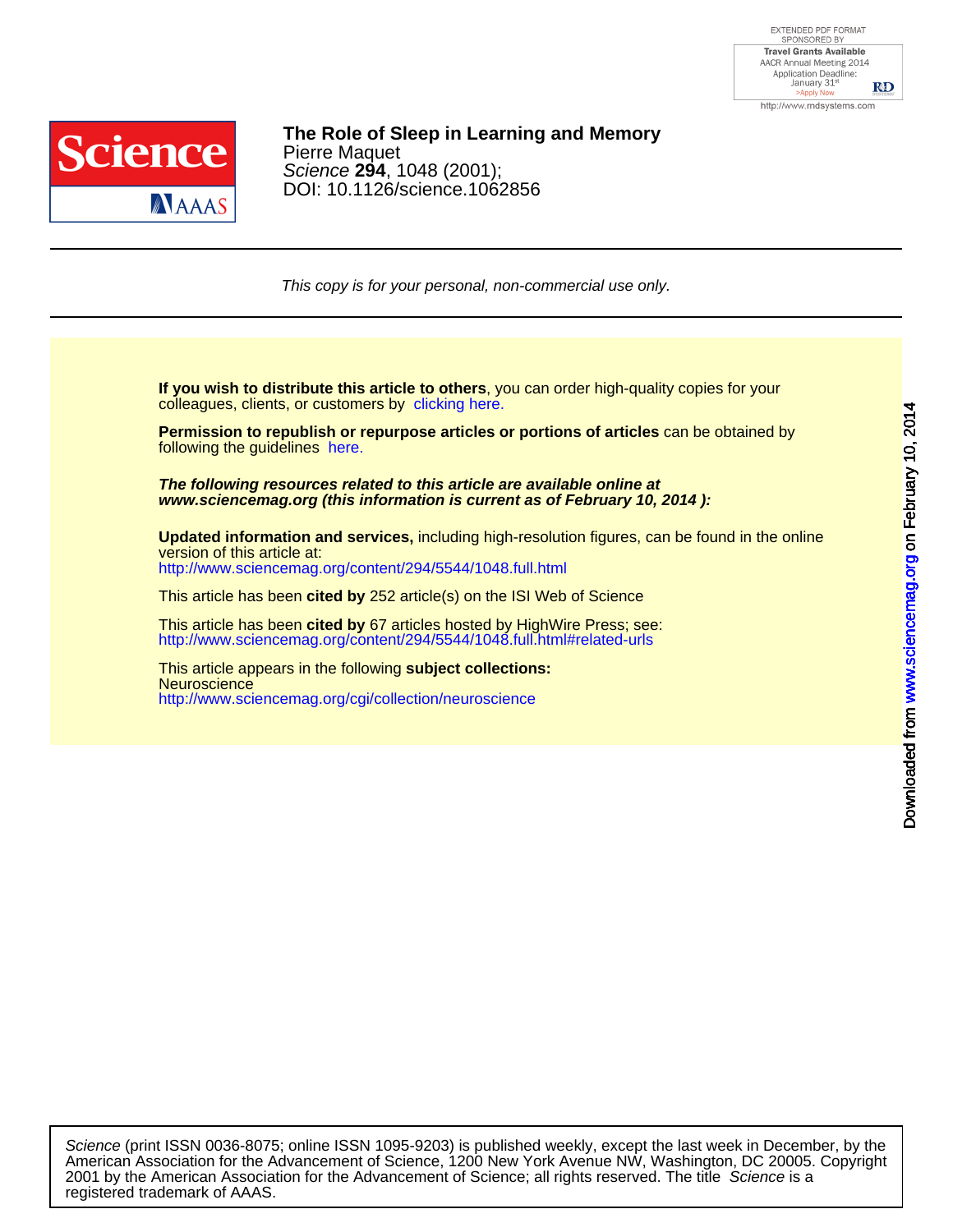# The Role of Sleep in Learning and Memory

Pierre Maquet

*Science* **294**, 1048 (2001);

DOI: 10.1126/science.1062856

*This copy is for your personal, non-commercial use only.*

**If you wish to distribute this article to others**, you can order high-quality copies for your colleagues, clients, or customers by clicking here.

**Permission to republish or repurpose articles or portions of articles** can be obtained by following the guidelines here.

***The following resources related to this article are available online at www.sciencemag.org (this information is current as of February 10, 2014 ):***

**Updated information and services,** including high-resolution figures, can be found in the online version of this article at:
http://www.sciencemag.org/content/294/5544/1048.full.html

This article has been **cited by** 252 article(s) on the ISI Web of Science

This article has been **cited by** 67 articles hosted by HighWire Press; see:
http://www.sciencemag.org/content/294/5544/1048.full.html#related-urls

This article appears in the following **subject collections:**
Neuroscience
http://www.sciencemag.org/cgi/collection/neuroscience

*Science* (print ISSN 0036-8075; online ISSN 1095-9203) is published weekly, except the last week in December, by the American Association for the Advancement of Science, 1200 New York Avenue NW, Washington, DC 20005. Copyright 2001 by the American Association for the Advancement of Science; all rights reserved. The title *Science* is a registered trademark of AAAS.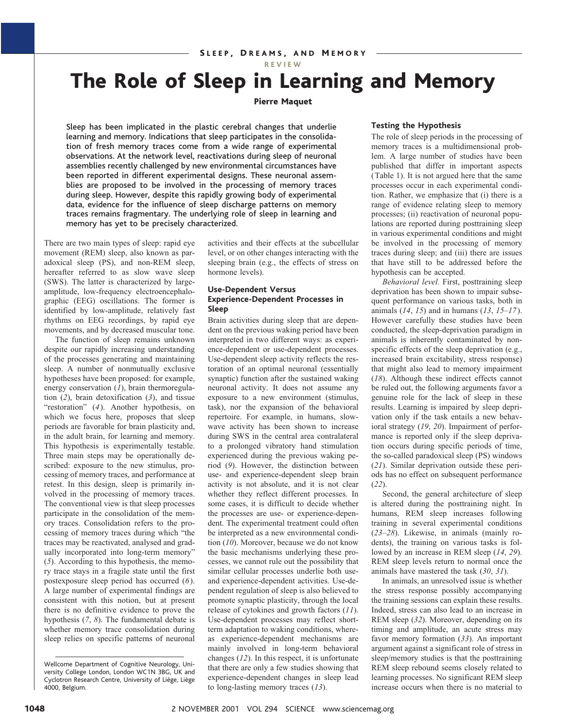SLEEP, DREAMS, AND MEMORY

REVIEW

# The Role of Sleep in Learning and Memory

**Pierre Maquet**

Sleep has been implicated in the plastic cerebral changes that underlie learning and memory. Indications that sleep participates in the consolidation of fresh memory traces come from a wide range of experimental observations. At the network level, reactivations during sleep of neuronal assemblies recently challenged by new environmental circumstances have been reported in different experimental designs. These neuronal assemblies are proposed to be involved in the processing of memory traces during sleep. However, despite this rapidly growing body of experimental data, evidence for the influence of sleep discharge patterns on memory traces remains fragmentary. The underlying role of sleep in learning and memory has yet to be precisely characterized.

There are two main types of sleep: rapid eye movement (REM) sleep, also known as paradoxical sleep (PS), and non-REM sleep, hereafter referred to as slow wave sleep (SWS). The latter is characterized by large-amplitude, low-frequency electroencephalographic (EEG) oscillations. The former is identified by low-amplitude, relatively fast rhythms on EEG recordings, by rapid eye movements, and by decreased muscular tone.

The function of sleep remains unknown despite our rapidly increasing understanding of the processes generating and maintaining sleep. A number of nonmutually exclusive hypotheses have been proposed: for example, energy conservation (*1*), brain thermoregulation (*2*), brain detoxification (*3*), and tissue "restoration" (*4*). Another hypothesis, on which we focus here, proposes that sleep periods are favorable for brain plasticity and, in the adult brain, for learning and memory. This hypothesis is experimentally testable. Three main steps may be operationally described: exposure to the new stimulus, processing of memory traces, and performance at retest. In this design, sleep is primarily involved in the processing of memory traces. The conventional view is that sleep processes participate in the consolidation of the memory traces. Consolidation refers to the processing of memory traces during which "the traces may be reactivated, analysed and gradually incorporated into long-term memory" (*5*). According to this hypothesis, the memory trace stays in a fragile state until the first postexposure sleep period has occurred (*6*). A large number of experimental findings are consistent with this notion, but at present there is no definitive evidence to prove the hypothesis (*7*, *8*). The fundamental debate is whether memory trace consolidation during sleep relies on specific patterns of neuronal activities and their effects at the subcellular level, or on other changes interacting with the sleeping brain (e.g., the effects of stress on hormone levels).

## Use-Dependent Versus Experience-Dependent Processes in Sleep

Brain activities during sleep that are dependent on the previous waking period have been interpreted in two different ways: as experience-dependent or use-dependent processes. Use-dependent sleep activity reflects the restoration of an optimal neuronal (essentially synaptic) function after the sustained waking neuronal activity. It does not assume any exposure to a new environment (stimulus, task), nor the expansion of the behavioral repertoire. For example, in humans, slow-wave activity has been shown to increase during SWS in the central area contralateral to a prolonged vibratory hand stimulation experienced during the previous waking period (*9*). However, the distinction between use- and experience-dependent sleep brain activity is not absolute, and it is not clear whether they reflect different processes. In some cases, it is difficult to decide whether the processes are use- or experience-dependent. The experimental treatment could often be interpreted as a new environmental condition (*10*). Moreover, because we do not know the basic mechanisms underlying these processes, we cannot rule out the possibility that similar cellular processes underlie both use- and experience-dependent activities. Use-dependent regulation of sleep is also believed to promote synaptic plasticity, through the local release of cytokines and growth factors (*11*). Use-dependent processes may reflect short-term adaptation to waking conditions, whereas experience-dependent mechanisms are mainly involved in long-term behavioral changes (*12*). In this respect, it is unfortunate that there are only a few studies showing that experience-dependent changes in sleep lead to long-lasting memory traces (*13*).

## Testing the Hypothesis

The role of sleep periods in the processing of memory traces is a multidimensional problem. A large number of studies have been published that differ in important aspects (Table 1). It is not argued here that the same processes occur in each experimental condition. Rather, we emphasize that (i) there is a range of evidence relating sleep to memory processes; (ii) reactivation of neuronal populations are reported during posttraining sleep in various experimental conditions and might be involved in the processing of memory traces during sleep; and (iii) there are issues that have still to be addressed before the hypothesis can be accepted.

*Behavioral level.* First, posttraining sleep deprivation has been shown to impair subsequent performance on various tasks, both in animals (*14*, *15*) and in humans (*13*, *15*–*17*). However carefully these studies have been conducted, the sleep-deprivation paradigm in animals is inherently contaminated by nonspecific effects of the sleep deprivation (e.g., increased brain excitability, stress response) that might also lead to memory impairment (*18*). Although these indirect effects cannot be ruled out, the following arguments favor a genuine role for the lack of sleep in these results. Learning is impaired by sleep deprivation only if the task entails a new behavioral strategy (*19*, *20*). Impairment of performance is reported only if the sleep deprivation occurs during specific periods of time, the so-called paradoxical sleep (PS) windows (*21*). Similar deprivation outside these periods has no effect on subsequent performance (*22*).

Second, the general architecture of sleep is altered during the posttraining night. In humans, REM sleep increases following training in several experimental conditions (*23*–*28*). Likewise, in animals (mainly rodents), the training on various tasks is followed by an increase in REM sleep (*14*, *29*). REM sleep levels return to normal once the animals have mastered the task (*30*, *31*).

In animals, an unresolved issue is whether the stress response possibly accompanying the training sessions can explain these results. Indeed, stress can also lead to an increase in REM sleep (*32*). Moreover, depending on its timing and amplitude, an acute stress may favor memory formation (*33*). An important argument against a significant role of stress in sleep/memory studies is that the posttraining REM sleep rebound seems closely related to learning processes. No significant REM sleep increase occurs when there is no material to

---

Wellcome Department of Cognitive Neurology, University College London, London WC1N 3BG, UK and Cyclotron Research Centre, University of Liège, Liège 4000, Belgium.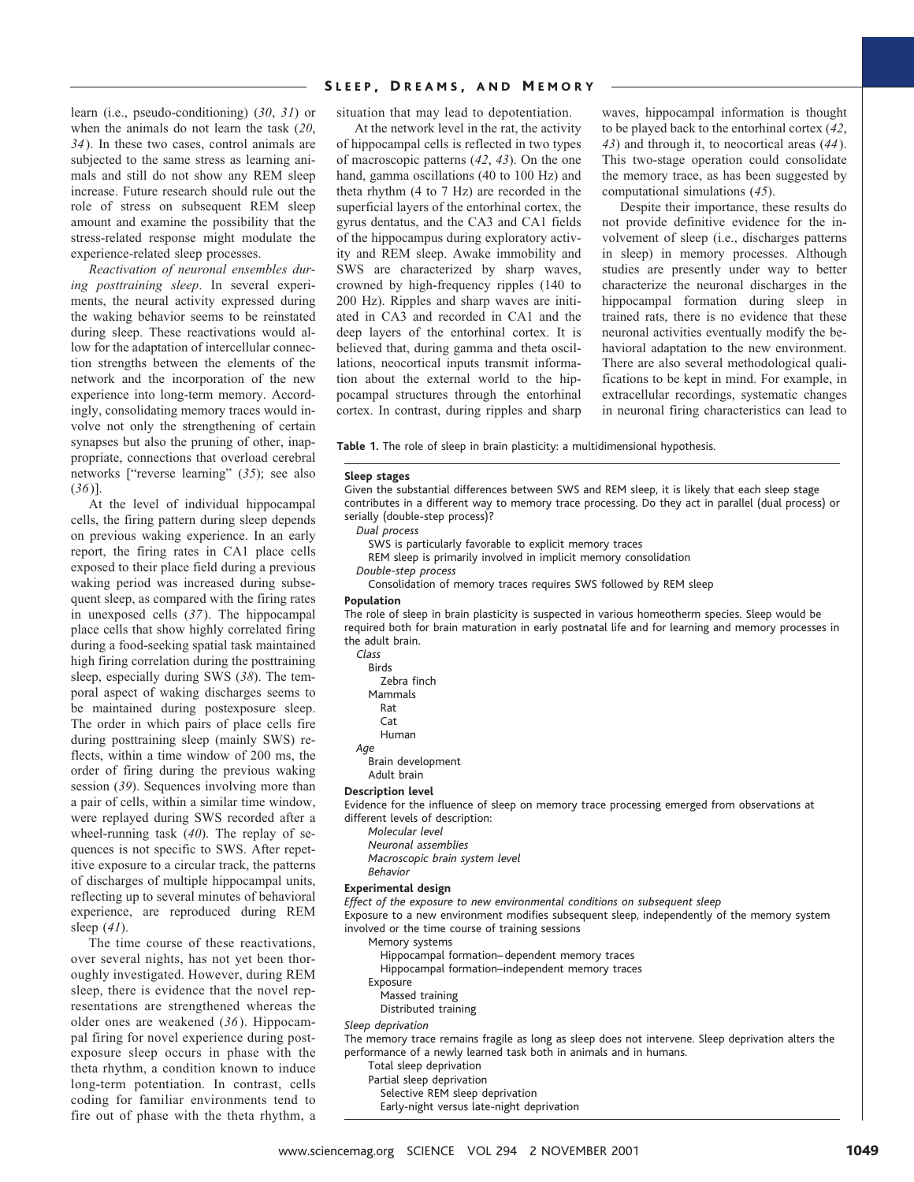learn (i.e., pseudo-conditioning) (*30*, *31*) or when the animals do not learn the task (*20*, *34*). In these two cases, control animals are subjected to the same stress as learning animals and still do not show any REM sleep increase. Future research should rule out the role of stress on subsequent REM sleep amount and examine the possibility that the stress-related response might modulate the experience-related sleep processes.

*Reactivation of neuronal ensembles during posttraining sleep*. In several experiments, the neural activity expressed during the waking behavior seems to be reinstated during sleep. These reactivations would allow for the adaptation of intercellular connection strengths between the elements of the network and the incorporation of the new experience into long-term memory. Accordingly, consolidating memory traces would involve not only the strengthening of certain synapses but also the pruning of other, inappropriate, connections that overload cerebral networks ["reverse learning" (*35*); see also (*36*)].

At the level of individual hippocampal cells, the firing pattern during sleep depends on previous waking experience. In an early report, the firing rates in CA1 place cells exposed to their place field during a previous waking period was increased during subsequent sleep, as compared with the firing rates in unexposed cells (*37*). The hippocampal place cells that show highly correlated firing during a food-seeking spatial task maintained high firing correlation during the posttraining sleep, especially during SWS (*38*). The temporal aspect of waking discharges seems to be maintained during postexposure sleep. The order in which pairs of place cells fire during posttraining sleep (mainly SWS) reflects, within a time window of 200 ms, the order of firing during the previous waking session (*39*). Sequences involving more than a pair of cells, within a similar time window, were replayed during SWS recorded after a wheel-running task (*40*). The replay of sequences is not specific to SWS. After repetitive exposure to a circular track, the patterns of discharges of multiple hippocampal units, reflecting up to several minutes of behavioral experience, are reproduced during REM sleep (*41*).

The time course of these reactivations, over several nights, has not yet been thoroughly investigated. However, during REM sleep, there is evidence that the novel representations are strengthened whereas the older ones are weakened (*36*). Hippocampal firing for novel experience during postexposure sleep occurs in phase with the theta rhythm, a condition known to induce long-term potentiation. In contrast, cells coding for familiar environments tend to fire out of phase with the theta rhythm, a situation that may lead to depotentiation.

At the network level in the rat, the activity of hippocampal cells is reflected in two types of macroscopic patterns (*42*, *43*). On the one hand, gamma oscillations (40 to 100 Hz) and theta rhythm (4 to 7 Hz) are recorded in the superficial layers of the entorhinal cortex, the gyrus dentatus, and the CA3 and CA1 fields of the hippocampus during exploratory activity and REM sleep. Awake immobility and SWS are characterized by sharp waves, crowned by high-frequency ripples (140 to 200 Hz). Ripples and sharp waves are initiated in CA3 and recorded in CA1 and the deep layers of the entorhinal cortex. It is believed that, during gamma and theta oscillations, neocortical inputs transmit information about the external world to the hippocampal structures through the entorhinal cortex. In contrast, during ripples and sharp waves, hippocampal information is thought to be played back to the entorhinal cortex (*42*, *43*) and through it, to neocortical areas (*44*). This two-stage operation could consolidate the memory trace, as has been suggested by computational simulations (*45*).

Despite their importance, these results do not provide definitive evidence for the involvement of sleep (i.e., discharges patterns in sleep) in memory processes. Although studies are presently under way to better characterize the neuronal discharges in the hippocampal formation during sleep in trained rats, there is no evidence that these neuronal activities eventually modify the behavioral adaptation to the new environment. There are also several methodological qualifications to be kept in mind. For example, in extracellular recordings, systematic changes in neuronal firing characteristics can lead to

**Table 1.** The role of sleep in brain plasticity: a multidimensional hypothesis.

**Sleep stages**

Given the substantial differences between SWS and REM sleep, it is likely that each sleep stage contributes in a different way to memory trace processing. Do they act in parallel (dual process) or serially (double-step process)?

- *Dual process*
  - SWS is particularly favorable to explicit memory traces
  - REM sleep is primarily involved in implicit memory consolidation
- *Double-step process*
  - Consolidation of memory traces requires SWS followed by REM sleep

**Population**

The role of sleep in brain plasticity is suspected in various homeotherm species. Sleep would be required both for brain maturation in early postnatal life and for learning and memory processes in the adult brain.

- *Class*
  - Birds
    - Zebra finch
  - Mammals
    - Rat
    - Cat
    - Human
- *Age*
  - Brain development
  - Adult brain

**Description level**

Evidence for the influence of sleep on memory trace processing emerged from observations at different levels of description:

- *Molecular level*
- *Neuronal assemblies*
- *Macroscopic brain system level*
- *Behavior*

**Experimental design**

*Effect of the exposure to new environmental conditions on subsequent sleep*

Exposure to a new environment modifies subsequent sleep, independently of the memory system involved or the time course of training sessions

- Memory systems
  - Hippocampal formation–dependent memory traces
  - Hippocampal formation–independent memory traces
- Exposure
  - Massed training
  - Distributed training

*Sleep deprivation*

The memory trace remains fragile as long as sleep does not intervene. Sleep deprivation alters the performance of a newly learned task both in animals and in humans.

- Total sleep deprivation
- Partial sleep deprivation
  - Selective REM sleep deprivation
  - Early-night versus late-night deprivation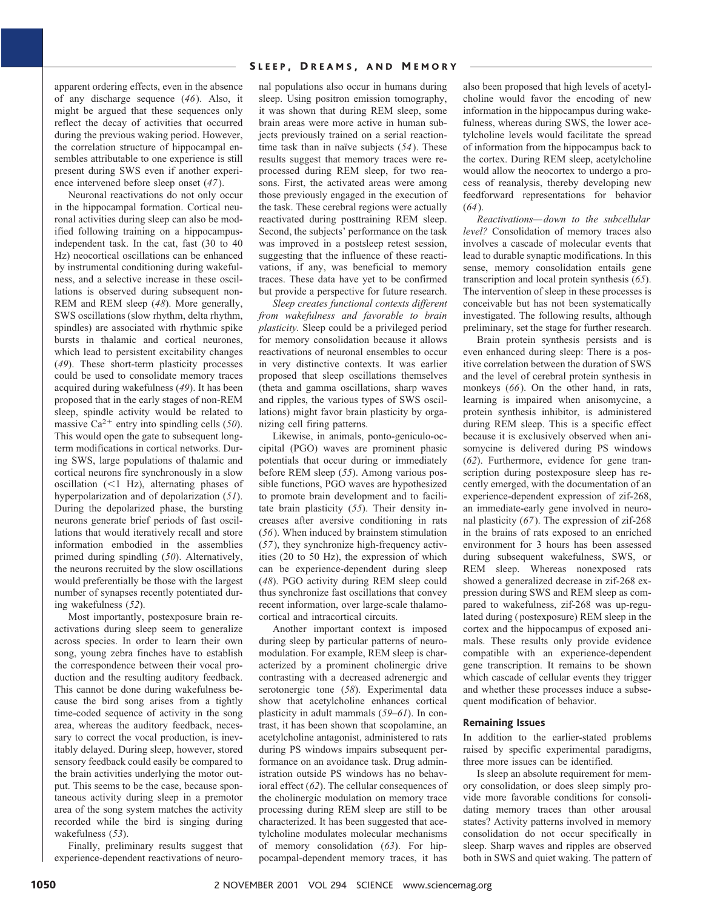apparent ordering effects, even in the absence of any discharge sequence (*46*). Also, it might be argued that these sequences only reflect the decay of activities that occurred during the previous waking period. However, the correlation structure of hippocampal ensembles attributable to one experience is still present during SWS even if another experience intervened before sleep onset (*47*).

Neuronal reactivations do not only occur in the hippocampal formation. Cortical neuronal activities during sleep can also be modified following training on a hippocampus-independent task. In the cat, fast (30 to 40 Hz) neocortical oscillations can be enhanced by instrumental conditioning during wakefulness, and a selective increase in these oscillations is observed during subsequent non-REM and REM sleep (*48*). More generally, SWS oscillations (slow rhythm, delta rhythm, spindles) are associated with rhythmic spike bursts in thalamic and cortical neurones, which lead to persistent excitability changes (*49*). These short-term plasticity processes could be used to consolidate memory traces acquired during wakefulness (*49*). It has been proposed that in the early stages of non-REM sleep, spindle activity would be related to massive $Ca^{2+}$ entry into spindling cells (*50*). This would open the gate to subsequent long-term modifications in cortical networks. During SWS, large populations of thalamic and cortical neurons fire synchronously in a slow oscillation ($<1$ Hz), alternating phases of hyperpolarization and of depolarization (*51*). During the depolarized phase, the bursting neurons generate brief periods of fast oscillations that would iteratively recall and store information embodied in the assemblies primed during spindling (*50*). Alternatively, the neurons recruited by the slow oscillations would preferentially be those with the largest number of synapses recently potentiated during wakefulness (*52*).

Most importantly, postexposure brain reactivations during sleep seem to generalize across species. In order to learn their own song, young zebra finches have to establish the correspondence between their vocal production and the resulting auditory feedback. This cannot be done during wakefulness because the bird song arises from a tightly time-coded sequence of activity in the song area, whereas the auditory feedback, necessary to correct the vocal production, is inevitably delayed. During sleep, however, stored sensory feedback could easily be compared to the brain activities underlying the motor output. This seems to be the case, because spontaneous activity during sleep in a premotor area of the song system matches the activity recorded while the bird is singing during wakefulness (*53*).

Finally, preliminary results suggest that experience-dependent reactivations of neuronal populations also occur in humans during sleep. Using positron emission tomography, it was shown that during REM sleep, some brain areas were more active in human subjects previously trained on a serial reaction-time task than in naïve subjects (*54*). These results suggest that memory traces were reprocessed during REM sleep, for two reasons. First, the activated areas were among those previously engaged in the execution of the task. These cerebral regions were actually reactivated during posttraining REM sleep. Second, the subjects' performance on the task was improved in a postsleep retest session, suggesting that the influence of these reactivations, if any, was beneficial to memory traces. These data have yet to be confirmed but provide a perspective for future research.

*Sleep creates functional contexts different from wakefulness and favorable to brain plasticity.* Sleep could be a privileged period for memory consolidation because it allows reactivations of neuronal ensembles to occur in very distinctive contexts. It was earlier proposed that sleep oscillations themselves (theta and gamma oscillations, sharp waves and ripples, the various types of SWS oscillations) might favor brain plasticity by organizing cell firing patterns.

Likewise, in animals, ponto-geniculo-occipital (PGO) waves are prominent phasic potentials that occur during or immediately before REM sleep (*55*). Among various possible functions, PGO waves are hypothesized to promote brain development and to facilitate brain plasticity (*55*). Their density increases after aversive conditioning in rats (*56*). When induced by brainstem stimulation (*57*), they synchronize high-frequency activities (20 to 50 Hz), the expression of which can be experience-dependent during sleep (*48*). PGO activity during REM sleep could thus synchronize fast oscillations that convey recent information, over large-scale thalamocortical and intracortical circuits.

Another important context is imposed during sleep by particular patterns of neuromodulation. For example, REM sleep is characterized by a prominent cholinergic drive contrasting with a decreased adrenergic and serotonergic tone (*58*). Experimental data show that acetylcholine enhances cortical plasticity in adult mammals (*59–61*). In contrast, it has been shown that scopolamine, an acetylcholine antagonist, administered to rats during PS windows impairs subsequent performance on an avoidance task. Drug administration outside PS windows has no behavioral effect (*62*). The cellular consequences of the cholinergic modulation on memory trace processing during REM sleep are still to be characterized. It has been suggested that acetylcholine modulates molecular mechanisms of memory consolidation (*63*). For hippocampal-dependent memory traces, it has also been proposed that high levels of acetylcholine would favor the encoding of new information in the hippocampus during wakefulness, whereas during SWS, the lower acetylcholine levels would facilitate the spread of information from the hippocampus back to the cortex. During REM sleep, acetylcholine would allow the neocortex to undergo a process of reanalysis, thereby developing new feedforward representations for behavior (*64*).

*Reactivations—down to the subcellular level?* Consolidation of memory traces also involves a cascade of molecular events that lead to durable synaptic modifications. In this sense, memory consolidation entails gene transcription and local protein synthesis (*65*). The intervention of sleep in these processes is conceivable but has not been systematically investigated. The following results, although preliminary, set the stage for further research.

Brain protein synthesis persists and is even enhanced during sleep: There is a positive correlation between the duration of SWS and the level of cerebral protein synthesis in monkeys (*66*). On the other hand, in rats, learning is impaired when anisomycine, a protein synthesis inhibitor, is administered during REM sleep. This is a specific effect because it is exclusively observed when anisomycine is delivered during PS windows (*62*). Furthermore, evidence for gene transcription during postexposure sleep has recently emerged, with the documentation of an experience-dependent expression of zif-268, an immediate-early gene involved in neuronal plasticity (*67*). The expression of zif-268 in the brains of rats exposed to an enriched environment for 3 hours has been assessed during subsequent wakefulness, SWS, or REM sleep. Whereas nonexposed rats showed a generalized decrease in zif-268 expression during SWS and REM sleep as compared to wakefulness, zif-268 was up-regulated during (postexposure) REM sleep in the cortex and the hippocampus of exposed animals. These results only provide evidence compatible with an experience-dependent gene transcription. It remains to be shown which cascade of cellular events they trigger and whether these processes induce a subsequent modification of behavior.

## Remaining Issues

In addition to the earlier-stated problems raised by specific experimental paradigms, three more issues can be identified.

Is sleep an absolute requirement for memory consolidation, or does sleep simply provide more favorable conditions for consolidating memory traces than other arousal states? Activity patterns involved in memory consolidation do not occur specifically in sleep. Sharp waves and ripples are observed both in SWS and quiet waking. The pattern of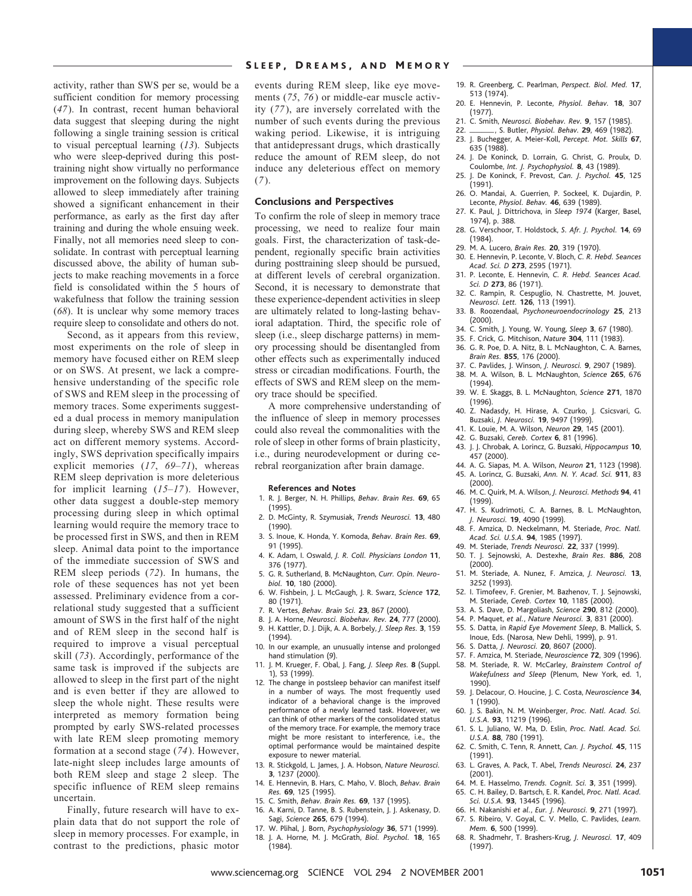activity, rather than SWS per se, would be a sufficient condition for memory processing (*47*). In contrast, recent human behavioral data suggest that sleeping during the night following a single training session is critical to visual perceptual learning (*13*). Subjects who were sleep-deprived during this posttraining night show virtually no performance improvement on the following days. Subjects allowed to sleep immediately after training showed a significant enhancement in their performance, as early as the first day after training and during the whole ensuing week. Finally, not all memories need sleep to consolidate. In contrast with perceptual learning discussed above, the ability of human subjects to make reaching movements in a force field is consolidated within the 5 hours of wakefulness that follow the training session (*68*). It is unclear why some memory traces require sleep to consolidate and others do not.

Second, as it appears from this review, most experiments on the role of sleep in memory have focused either on REM sleep or on SWS. At present, we lack a comprehensive understanding of the specific role of SWS and REM sleep in the processing of memory traces. Some experiments suggested a dual process in memory manipulation during sleep, whereby SWS and REM sleep act on different memory systems. Accordingly, SWS deprivation specifically impairs explicit memories (*17*, *69–71*), whereas REM sleep deprivation is more deleterious for implicit learning (*15–17*). However, other data suggest a double-step memory processing during sleep in which optimal learning would require the memory trace to be processed first in SWS, and then in REM sleep. Animal data point to the importance of the immediate succession of SWS and REM sleep periods (*72*). In humans, the role of these sequences has not yet been assessed. Preliminary evidence from a correlational study suggested that a sufficient amount of SWS in the first half of the night and of REM sleep in the second half is required to improve a visual perceptual skill (*73*). Accordingly, performance of the same task is improved if the subjects are allowed to sleep in the first part of the night and is even better if they are allowed to sleep the whole night. These results were interpreted as memory formation being prompted by early SWS-related processes with late REM sleep promoting memory formation at a second stage (*74*). However, late-night sleep includes large amounts of both REM sleep and stage 2 sleep. The specific influence of REM sleep remains uncertain.

Finally, future research will have to explain data that do not support the role of sleep in memory processes. For example, in contrast to the predictions, phasic motor events during REM sleep, like eye movements (*75*, *76*) or middle-ear muscle activity (*77*), are inversely correlated with the number of such events during the previous waking period. Likewise, it is intriguing that antidepressant drugs, which drastically reduce the amount of REM sleep, do not induce any deleterious effect on memory (*7*).

## Conclusions and Perspectives

To confirm the role of sleep in memory trace processing, we need to realize four main goals. First, the characterization of task-dependent, regionally specific brain activities during posttraining sleep should be pursued, at different levels of cerebral organization. Second, it is necessary to demonstrate that these experience-dependent activities in sleep are ultimately related to long-lasting behavioral adaptation. Third, the specific role of sleep (i.e., sleep discharge patterns) in memory processing should be disentangled from other effects such as experimentally induced stress or circadian modifications. Fourth, the effects of SWS and REM sleep on the memory trace should be specified.

A more comprehensive understanding of the influence of sleep in memory processes could also reveal the commonalities with the role of sleep in other forms of brain plasticity, i.e., during neurodevelopment or during cerebral reorganization after brain damage.

### References and Notes

1. R. J. Berger, N. H. Phillips, *Behav. Brain Res.* **69**, 65 (1995).
2. D. McGinty, R. Szymusiak, *Trends Neurosci.* **13**, 480 (1990).
3. S. Inoue, K. Honda, Y. Komoda, *Behav. Brain Res.* **69**, 91 (1995).
4. K. Adam, I. Oswald, *J. R. Coll. Physicians London* **11**, 376 (1977).
5. G. R. Sutherland, B. McNaughton, *Curr. Opin. Neurobiol.* **10**, 180 (2000).
6. W. Fishbein, J. L. McGaugh, J. R. Swarz, *Science* **172**, 80 (1971).
7. R. Vertes, *Behav. Brain Sci.* **23**, 867 (2000).
8. J. A. Horne, *Neurosci. Biobehav. Rev.* **24**, 777 (2000).
9. H. Kattler, D. J. Dijk, A. A. Borbely, *J. Sleep Res.* **3**, 159 (1994).
10. In our example, an unusually intense and prolonged hand stimulation (*9*).
11. J. M. Krueger, F. Obal, J. Fang, *J. Sleep Res.* **8** (Suppl. 1), 53 (1999).
12. The change in postsleep behavior can manifest itself in a number of ways. The most frequently used indicator of a behavioral change is the improved performance of a newly learned task. However, we can think of other markers of the consolidated status of the memory trace. For example, the memory trace might be more resistant to interference, i.e., the optimal performance would be maintained despite exposure to newer material.
13. R. Stickgold, L. James, J. A. Hobson, *Nature Neurosci.* **3**, 1237 (2000).
14. E. Hennevin, B. Hars, C. Maho, V. Bloch, *Behav. Brain Res.* **69**, 125 (1995).
15. C. Smith, *Behav. Brain Res.* **69**, 137 (1995).
16. A. Karni, D. Tanne, B. S. Rubenstein, J. J. Askenasy, D. Sagi, *Science* **265**, 679 (1994).
17. W. Plihal, J. Born, *Psychophysiology* **36**, 571 (1999).
18. J. A. Horne, M. J. McGrath, *Biol. Psychol.* **18**, 165 (1984).
19. R. Greenberg, C. Pearlman, *Perspect. Biol. Med.* **17**, 513 (1974).
20. E. Hennevin, P. Leconte, *Physiol. Behav.* **18**, 307 (1977).
21. C. Smith, *Neurosci. Biobehav. Rev.* **9**, 157 (1985).
22. ———, S. Butler, *Physiol. Behav.* **29**, 469 (1982).
23. J. Buchegger, A. Meier-Koll, *Percept. Mot. Skills* **67**, 635 (1988).
24. J. De Koninck, D. Lorrain, G. Christ, G. Proulx, D. Coulombe, *Int. J. Psychophysiol.* **8**, 43 (1989).
25. J. De Koninck, F. Prevost, *Can. J. Psychol.* **45**, 125 (1991).
26. O. Mandai, A. Guerrien, P. Sockeel, K. Dujardin, P. Leconte, *Physiol. Behav.* **46**, 639 (1989).
27. K. Paul, J. Dittrichova, in *Sleep 1974* (Karger, Basel, 1974), p. 388.
28. G. Verschoor, T. Holdstock, *S. Afr. J. Psychol.* **14**, 69 (1984).
29. M. A. Lucero, *Brain Res.* **20**, 319 (1970).
30. E. Hennevin, P. Leconte, V. Bloch, *C. R. Hebd. Seances Acad. Sci. D* **273**, 2595 (1971).
31. P. Leconte, E. Hennevin, *C. R. Hebd. Seances Acad. Sci. D* **273**, 86 (1971).
32. C. Rampin, R. Cespuglio, N. Chastrette, M. Jouvet, *Neurosci. Lett.* **126**, 113 (1991).
33. B. Roozendaal, *Psychoneuroendocrinology* **25**, 213 (2000).
34. C. Smith, J. Young, W. Young, *Sleep* **3**, 67 (1980).
35. F. Crick, G. Mitchison, *Nature* **304**, 111 (1983).
36. G. R. Poe, D. A. Nitz, B. L. McNaughton, C. A. Barnes, *Brain Res.* **855**, 176 (2000).
37. C. Pavlides, J. Winson, *J. Neurosci.* **9**, 2907 (1989).
38. M. A. Wilson, B. L. McNaughton, *Science* **265**, 676 (1994).
39. W. E. Skaggs, B. L. McNaughton, *Science* **271**, 1870 (1996).
40. Z. Nadasdy, H. Hirase, A. Czurko, J. Csicsvari, G. Buzsaki, *J. Neurosci.* **19**, 9497 (1999).
41. K. Louie, M. A. Wilson, *Neuron* **29**, 145 (2001).
42. G. Buzsaki, *Cereb. Cortex* **6**, 81 (1996).
43. J. J. Chrobak, A. Lorincz, G. Buzsaki, *Hippocampus* **10**, 457 (2000).
44. A. G. Siapas, M. A. Wilson, *Neuron* **21**, 1123 (1998).
45. A. Lorincz, G. Buzsaki, *Ann. N. Y. Acad. Sci.* **911**, 83 (2000).
46. M. C. Quirk, M. A. Wilson, *J. Neurosci. Methods* **94**, 41 (1999).
47. H. S. Kudrimoti, C. A. Barnes, B. L. McNaughton, *J. Neurosci.* **19**, 4090 (1999).
48. F. Amzica, D. Neckelmann, M. Steriade, *Proc. Natl. Acad. Sci. U.S.A.* **94**, 1985 (1997).
49. M. Steriade, *Trends Neurosci.* **22**, 337 (1999).
50. T. J. Sejnowski, A. Destexhe, *Brain Res.* **886**, 208 (2000).
51. M. Steriade, A. Nunez, F. Amzica, *J. Neurosci.* **13**, 3252 (1993).
52. I. Timofeev, F. Grenier, M. Bazhenov, T. J. Sejnowski, M. Steriade, *Cereb. Cortex* **10**, 1185 (2000).
53. A. S. Dave, D. Margoliash, *Science* **290**, 812 (2000).
54. P. Maquet, *et al.*, *Nature Neurosci.* **3**, 831 (2000).
55. S. Datta, in *Rapid Eye Movement Sleep*, B. Mallick, S. Inoue, Eds. (Narosa, New Dehli, 1999), p. 91.
56. S. Datta, *J. Neurosci.* **20**, 8607 (2000).
57. F. Amzica, M. Steriade, *Neuroscience* **72**, 309 (1996).
58. M. Steriade, R. W. McCarley, *Brainstem Control of Wakefulness and Sleep* (Plenum, New York, ed. 1, 1990).
59. J. Delacour, O. Houcine, J. C. Costa, *Neuroscience* **34**, 1 (1990).
60. J. S. Bakin, N. M. Weinberger, *Proc. Natl. Acad. Sci. U.S.A.* **93**, 11219 (1996).
61. S. L. Juliano, W. Ma, D. Eslin, *Proc. Natl. Acad. Sci. U.S.A.* **88**, 780 (1991).
62. C. Smith, C. Tenn, R. Annett, *Can. J. Psychol.* **45**, 115 (1991).
63. L. Graves, A. Pack, T. Abel, *Trends Neurosci.* **24**, 237 (2001).
64. M. E. Hasselmo, *Trends. Cognit. Sci.* **3**, 351 (1999).
65. C. H. Bailey, D. Bartsch, E. R. Kandel, *Proc. Natl. Acad. Sci. U.S.A.* **93**, 13445 (1996).
66. H. Nakanishi *et al.*, *Eur. J. Neurosci.* **9**, 271 (1997).
67. S. Ribeiro, V. Goyal, C. V. Mello, C. Pavlides, *Learn. Mem.* **6**, 500 (1999).
68. R. Shadmehr, T. Brashers-Krug, *J. Neurosci.* **17**, 409 (1997).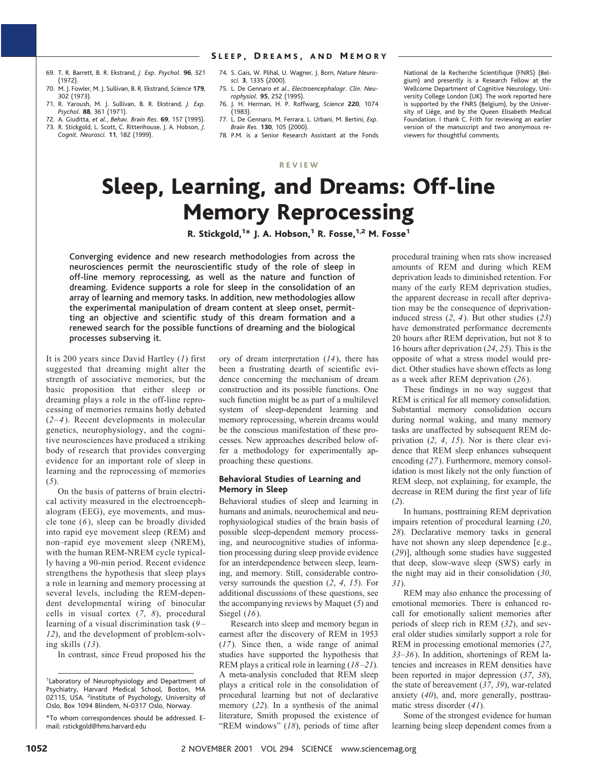69. T. R. Barrett, B. R. Ekstrand, *J. Exp. Psychol.* **96**, 321 (1972).
70. M. J. Fowler, M. J. Sullivan, B. R. Ekstrand, *Science* **179**, 302 (1973).
71. R. Yaroush, M. J. Sullivan, B. R. Ekstrand, *J. Exp. Psychol.* **88**, 361 (1971).
72. A. Giuditta, *et al.*, *Behav. Brain Res.* **69**, 157 (1995).
73. R. Stickgold, L. Scott, C. Rittenhouse, J. A. Hobson, *J. Cognit. Neurosci.* **11**, 182 (1999).
74. S. Gais, W. Plihal, U. Wagner, J. Born, *Nature Neurosci.* **3**, 1335 (2000).
75. L. De Gennaro *et al.*, *Electroencephalogr. Clin. Neurophysiol.* **95**, 252 (1995).
76. J. H. Herman, H. P. Roffwarg, *Science* **220**, 1074 (1983).
77. L. De Gennaro, M. Ferrara, L. Urbani, M. Bertini, *Exp. Brain Res.* **130**, 105 (2000).
78. P.M. is a Senior Research Assistant at the Fonds National de la Recherche Scientifique (FNRS) (Belgium) and presently is a Research Fellow at the Wellcome Department of Cognitive Neurology, University College London (UK). The work reported here is supported by the FNRS (Belgium), by the University of Liège, and by the Queen Elisabeth Medical Foundation. I thank C. Frith for reviewing an earlier version of the manuscript and two anonymous reviewers for thoughtful comments.

REVIEW

# Sleep, Learning, and Dreams: Off-line Memory Reprocessing

**R. Stickgold,[1]* J. A. Hobson,[1] R. Fosse,[1,2] M. Fosse[1]**

**Converging evidence and new research methodologies from across the neurosciences permit the neuroscientific study of the role of sleep in off-line memory reprocessing, as well as the nature and function of dreaming. Evidence supports a role for sleep in the consolidation of an array of learning and memory tasks. In addition, new methodologies allow the experimental manipulation of dream content at sleep onset, permitting an objective and scientific study of this dream formation and a renewed search for the possible functions of dreaming and the biological processes subserving it.**

It is 200 years since David Hartley (*1*) first suggested that dreaming might alter the strength of associative memories, but the basic proposition that either sleep or dreaming plays a role in the off-line reprocessing of memories remains hotly debated (*2–4*). Recent developments in molecular genetics, neurophysiology, and the cognitive neurosciences have produced a striking body of research that provides converging evidence for an important role of sleep in learning and the reprocessing of memories (*5*).

On the basis of patterns of brain electrical activity measured in the electroencephalogram (EEG), eye movements, and muscle tone (*6*), sleep can be broadly divided into rapid eye movement sleep (REM) and non–rapid eye movement sleep (NREM), with the human REM-NREM cycle typically having a 90-min period. Recent evidence strengthens the hypothesis that sleep plays a role in learning and memory processing at several levels, including the REM-dependent developmental wiring of binocular cells in visual cortex (*7*, *8*), procedural learning of a visual discrimination task (*9–12*), and the development of problem-solving skills (*13*).

In contrast, since Freud proposed his theory of dream interpretation (*14*), there has been a frustrating dearth of scientific evidence concerning the mechanism of dream construction and its possible functions. One such function might be as part of a multilevel system of sleep-dependent learning and memory reprocessing, wherein dreams would be the conscious manifestation of these processes. New approaches described below offer a methodology for experimentally approaching these questions.

### Behavioral Studies of Learning and Memory in Sleep

Behavioral studies of sleep and learning in humans and animals, neurochemical and neurophysiological studies of the brain basis of possible sleep-dependent memory processing, and neurocognitive studies of information processing during sleep provide evidence for an interdependence between sleep, learning, and memory. Still, considerable controversy surrounds the question (*2*, *4*, *15*). For additional discussions of these questions, see the accompanying reviews by Maquet (*5*) and Siegel (*16*).

Research into sleep and memory began in earnest after the discovery of REM in 1953 (*17*). Since then, a wide range of animal studies have supported the hypothesis that REM plays a critical role in learning (*18–21*). A meta-analysis concluded that REM sleep plays a critical role in the consolidation of procedural learning but not of declarative memory (*22*). In a synthesis of the animal literature, Smith proposed the existence of "REM windows" (*18*), periods of time after procedural training when rats show increased amounts of REM and during which REM deprivation leads to diminished retention. For many of the early REM deprivation studies, the apparent decrease in recall after deprivation may be the consequence of deprivation-induced stress (*2*, *4*). But other studies (*23*) have demonstrated performance decrements 20 hours after REM deprivation, but not 8 to 16 hours after deprivation (*24*, *25*). This is the opposite of what a stress model would predict. Other studies have shown effects as long as a week after REM deprivation (*26*).

These findings in no way suggest that REM is critical for all memory consolidation. Substantial memory consolidation occurs during normal waking, and many memory tasks are unaffected by subsequent REM deprivation (*2*, *4*, *15*). Nor is there clear evidence that REM sleep enhances subsequent encoding (*27*). Furthermore, memory consolidation is most likely not the only function of REM sleep, not explaining, for example, the decrease in REM during the first year of life (*2*).

In humans, posttraining REM deprivation impairs retention of procedural learning (*20*, *28*). Declarative memory tasks in general have not shown any sleep dependence [e.g., (*29*)], although some studies have suggested that deep, slow-wave sleep (SWS) early in the night may aid in their consolidation (*30*, *31*).

REM may also enhance the processing of emotional memories. There is enhanced recall for emotionally salient memories after periods of sleep rich in REM (*32*), and several older studies similarly support a role for REM in processing emotional memories (*27*, *33–36*). In addition, shortenings of REM latencies and increases in REM densities have been reported in major depression (*37*, *38*), the state of bereavement (*37*, *39*), war-related anxiety (*40*), and, more generally, posttraumatic stress disorder (*41*).

Some of the strongest evidence for human learning being sleep dependent comes from a

---

[1]Laboratory of Neurophysiology and Department of Psychiatry, Harvard Medical School, Boston, MA 02115, USA. [2]Institute of Psychology, University of Oslo, Box 1094 Blindem, N-0317 Oslo, Norway.

*To whom correspondences should be addressed. E-mail: rstickgold@hms.harvard.edu